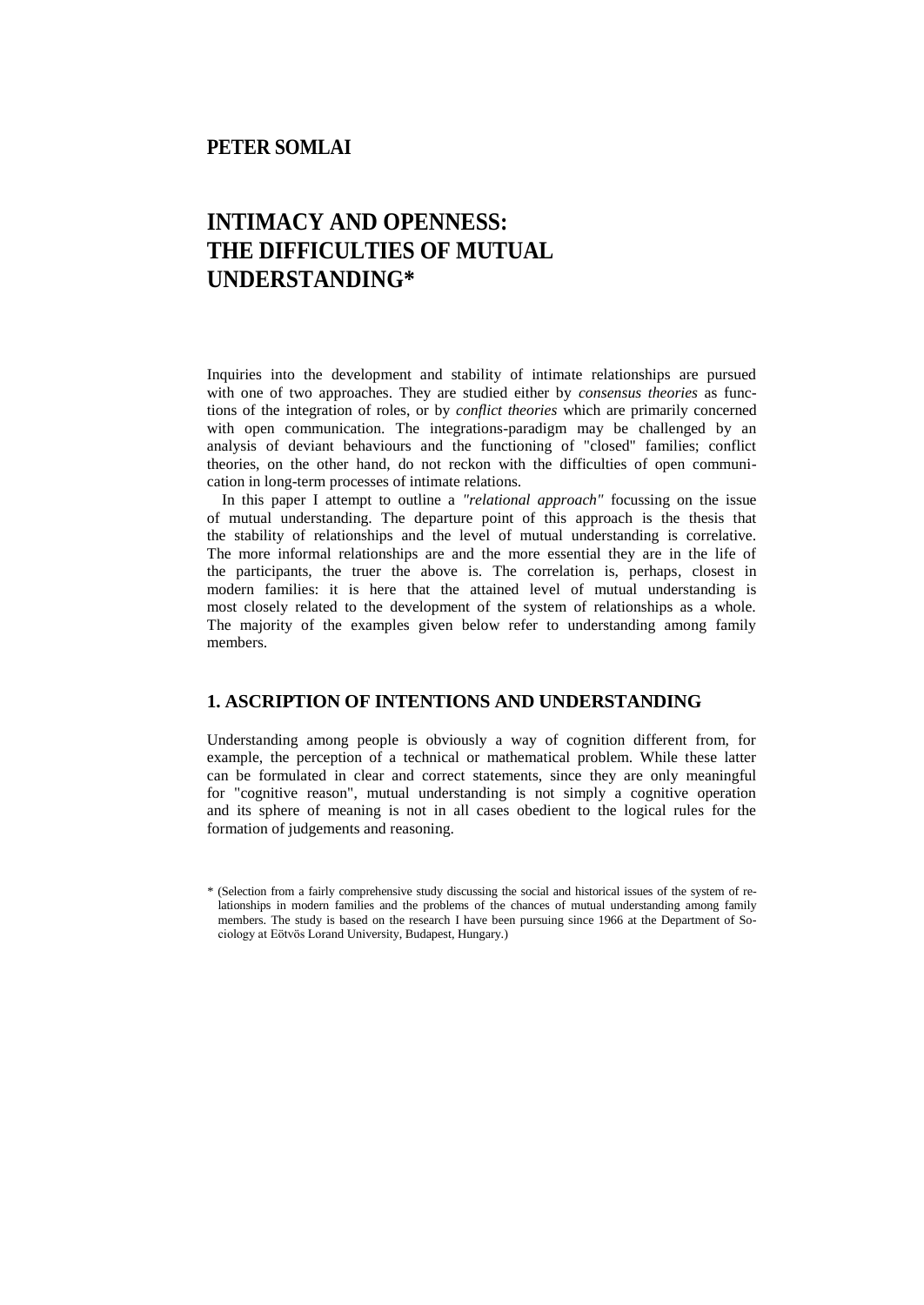**PETER SOMLAI**

# INTIMACY AND OPENNESS: THE DIFFICULTIES OF MUTUAL UNDERSTANDING*

Inquiries into the development and stability of intimate relationships are pursued with one of two approaches. They are studied either by *consensus theories* as functions of the integration of roles, or by *conflict theories* which are primarily concerned with open communication. The integrations-paradigm may be challenged by an analysis of deviant behaviours and the functioning of "closed" families; conflict theories, on the other hand, do not reckon with the difficulties of open communication in long-term processes of intimate relations.

In this paper I attempt to outline a *"relational approach"* focussing on the issue of mutual understanding. The departure point of this approach is the thesis that the stability of relationships and the level of mutual understanding is correlative. The more informal relationships are and the more essential they are in the life of the participants, the truer the above is. The correlation is, perhaps, closest in modern families: it is here that the attained level of mutual understanding is most closely related to the development of the system of relationships as a whole. The majority of the examples given below refer to understanding among family members.

## 1. ASCRIPTION OF INTENTIONS AND UNDERSTANDING

Understanding among people is obviously a way of cognition different from, for example, the perception of a technical or mathematical problem. While these latter can be formulated in clear and correct statements, since they are only meaningful for "cognitive reason", mutual understanding is not simply a cognitive operation and its sphere of meaning is not in all cases obedient to the logical rules for the formation of judgements and reasoning.

\* (Selection from a fairly comprehensive study discussing the social and historical issues of the system of relationships in modern families and the problems of the chances of mutual understanding among family members. The study is based on the research I have been pursuing since 1966 at the Department of Sociology at Eötvös Lorand University, Budapest, Hungary.)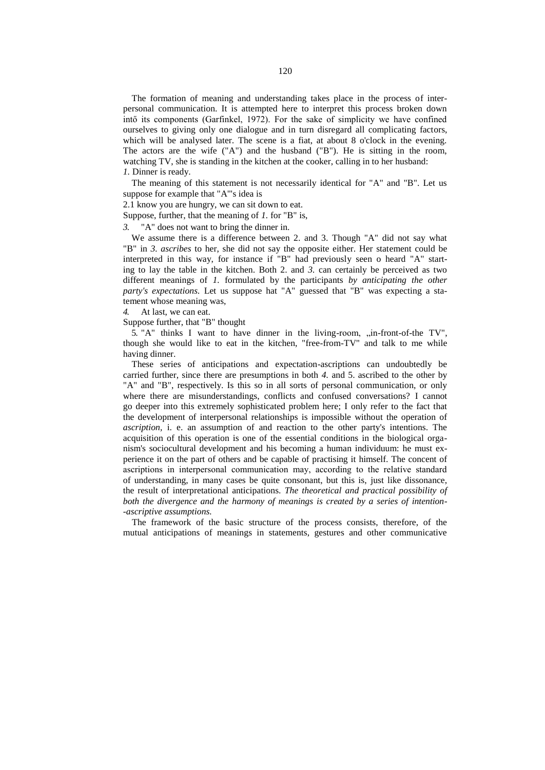The formation of meaning and understanding takes place in the process of interpersonal communication. It is attempted here to interpret this process broken down intő its components (Garfinkel, 1972). For the sake of simplicity we have confined ourselves to giving only one dialogue and in turn disregard all complicating factors, which will be analysed later. The scene is a fiat, at about 8 o'clock in the evening. The actors are the wife ("A") and the husband ("B"). He is sitting in the room, watching TV, she is standing in the kitchen at the cooker, calling in to her husband:

*1.* Dinner is ready.

The meaning of this statement is not necessarily identical for "A" and "B". Let us suppose for example that "A"'s idea is

2.1 know you are hungry, we can sit down to eat.

Suppose, further, that the meaning of *1.* for "B" is,

*3.* "A" does not want to bring the dinner in.

We assume there is a difference between 2. and 3. Though "A" did not say what "B" in *3. ascribes* to her, she did not say the opposite either. Her statement could be interpreted in this way, for instance if "B" had previously seen o heard "A" starting to lay the table in the kitchen. Both 2. and *3.* can certainly be perceived as two different meanings of *1.* formulated by the participants *by anticipating the other party's expectations.* Let us suppose hat "A" guessed that "B" was expecting a statement whose meaning was,

*4.* At last, we can eat.

Suppose further, that "B" thought

5. "A" thinks I want to have dinner in the living-room, „in-front-of-the TV", though she would like to eat in the kitchen, "free-from-TV" and talk to me while having dinner.

These series of anticipations and expectation-ascriptions can undoubtedly be carried further, since there are presumptions in both *4.* and 5. ascribed to the other by "A" and "B", respectively. Is this so in all sorts of personal communication, or only where there are misunderstandings, conflicts and confused conversations? I cannot go deeper into this extremely sophisticated problem here; I only refer to the fact that the development of interpersonal relationships is impossible without the operation of *ascription,* i. e. an assumption of and reaction to the other party's intentions. The acquisition of this operation is one of the essential conditions in the biological organism's sociocultural development and his becoming a human individuum: he must experience it on the part of others and be capable of practising it himself. The concent of ascriptions in interpersonal communication may, according to the relatíve standard of understanding, in many cases be quite consonant, but this is, just like dissonance, the result of interpretational anticipations. *The theoretical and practical possibility of both the divergence and the harmony of meanings is created by a series of intention--ascriptive assumptions.*

The framework of the basic structure of the process consists, therefore, of the mutual anticipations of meanings in statements, gestures and other communicative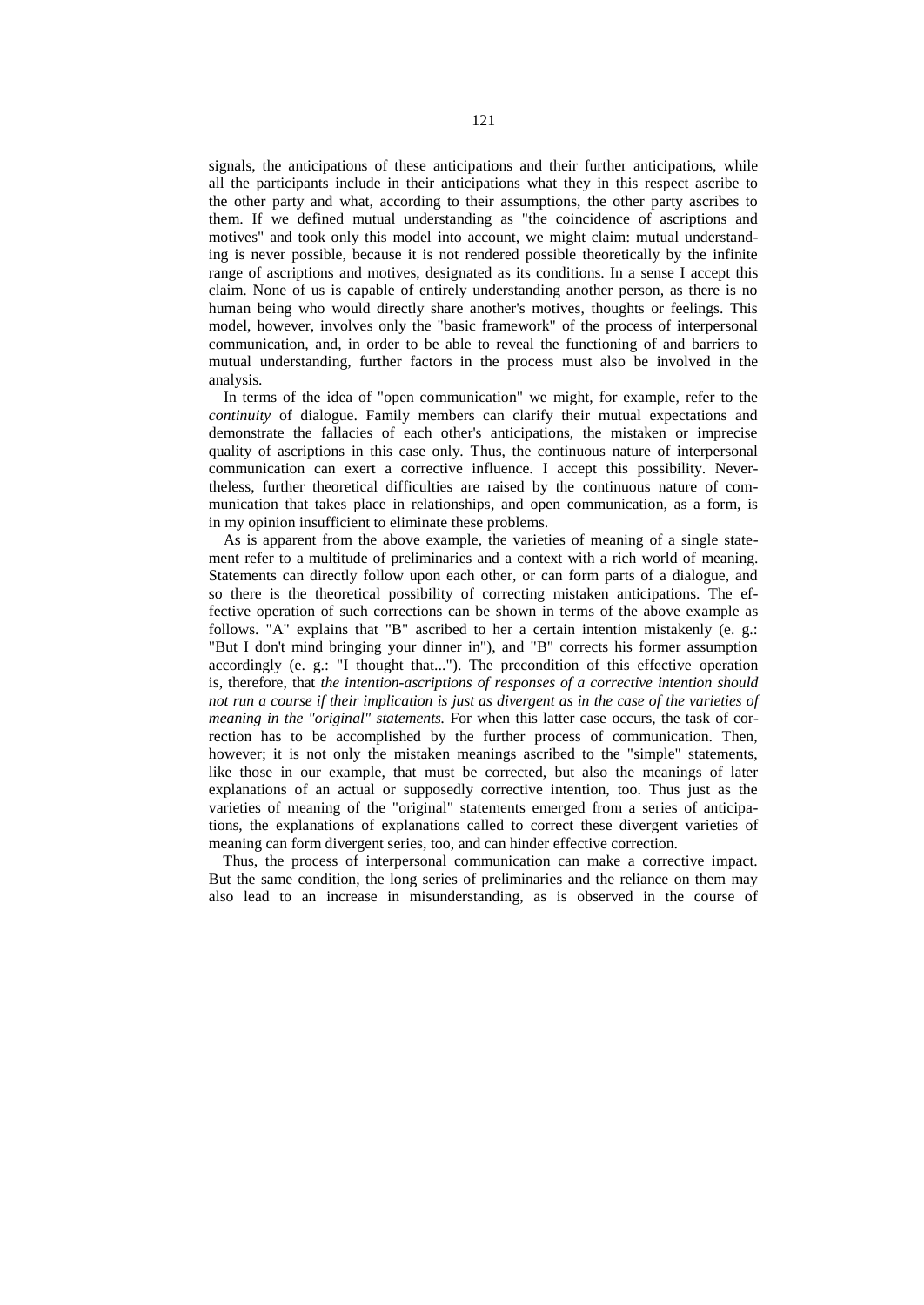signals, the anticipations of these anticipations and their further anticipations, while all the participants include in their anticipations what they in this respect ascribe to the other party and what, according to their assumptions, the other party ascribes to them. If we defined mutual understanding as "the coincidence of ascriptions and motives" and took only this model into account, we might claim: mutual understanding is never possible, because it is not rendered possible theoretically by the infinite range of ascriptions and motives, designated as its conditions. In a sense I accept this claim. None of us is capable of entirely understanding another person, as there is no human being who would directly share another's motives, thoughts or feelings. This model, however, involves only the "basic framework" of the process of interpersonal communication, and, in order to be able to reveal the functioning of and barriers to mutual understanding, further factors in the process must also be involved in the analysis.

In terms of the idea of "open communication" we might, for example, refer to the *continuity* of dialogue. Family members can clarify their mutual expectations and demonstrate the fallacies of each other's anticipations, the mistaken or imprecise quality of ascriptions in this case only. Thus, the continuous nature of interpersonal communication can exert a corrective influence. I accept this possibility. Nevertheless, further theoretical difficulties are raised by the continuous nature of communication that takes place in relationships, and open communication, as a form, is in my opinion insufficient to eliminate these problems.

As is apparent from the above example, the varieties of meaning of a single statement refer to a multitude of preliminaries and a context with a rich world of meaning. Statements can directly follow upon each other, or can form parts of a dialogue, and so there is the theoretical possibility of correcting mistaken anticipations. The effective operation of such corrections can be shown in terms of the above example as follows. "A" explains that "B" ascribed to her a certain intention mistakenly (e. g.: "But I don't mind bringing your dinner in"), and "B" corrects his former assumption accordingly (e. g.: "I thought that..."). The precondition of this effective operation is, therefore, that *the intention-ascriptions of responses of a corrective intention should not run a course if their implication is just as divergent as in the case of the varieties of meaning in the "original" statements.* For when this latter case occurs, the task of correction has to be accomplished by the further process of communication. Then, however; it is not only the mistaken meanings ascribed to the "simple" statements, like those in our example, that must be corrected, but also the meanings of later explanations of an actual or supposedly corrective intention, too. Thus just as the varieties of meaning of the "original" statements emerged from a series of anticipations, the explanations of explanations called to correct these divergent varieties of meaning can form divergent series, too, and can hinder effective correction.

Thus, the process of interpersonal communication can make a corrective impact. But the same condition, the long series of preliminaries and the reliance on them may also lead to an increase in misunderstanding, as is observed in the course of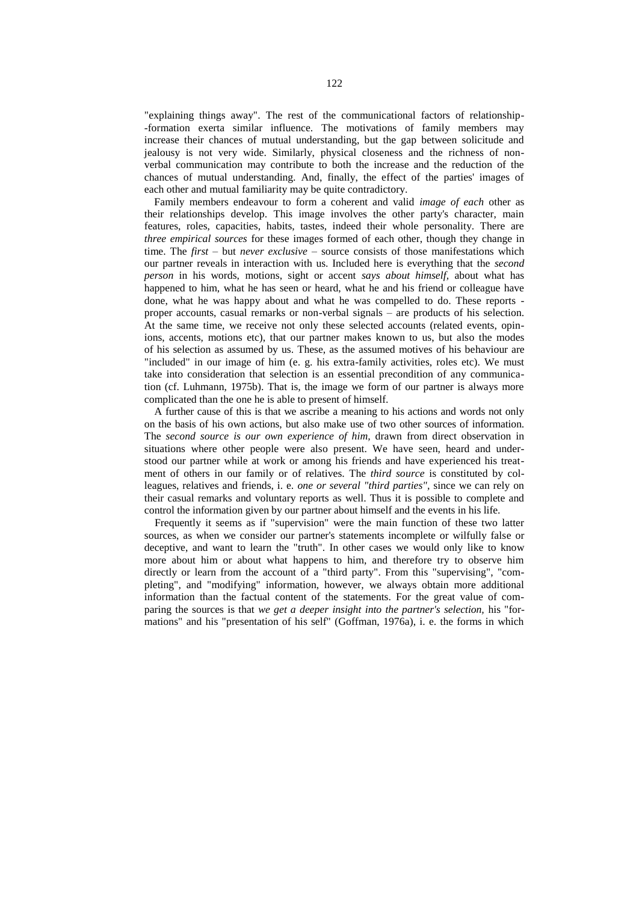"explaining things away". The rest of the communicational factors of relationship--formation exerta similar influence. The motivations of family members may increase their chances of mutual understanding, but the gap between solicitude and jealousy is not very wide. Similarly, physical closeness and the richness of non-verbal communication may contribute to both the increase and the reduction of the chances of mutual understanding. And, finally, the effect of the parties' images of each other and mutual familiarity may be quite contradictory.

Family members endeavour to form a coherent and valid *image of each* other as their relationships develop. This image involves the other party's character, main features, roles, capacities, habits, tastes, indeed their whole personality. There are *three empirical sources* for these images formed of each other, though they change in time. The *first* – but *never exclusive* – source consists of those manifestations which our partner reveals in interaction with us. Included here is everything that the *second person* in his words, motions, sight or accent *says about himself,* about what has happened to him, what he has seen or heard, what he and his friend or colleague have done, what he was happy about and what he was compelled to do. These reports - proper accounts, casual remarks or non-verbal signals – are products of his selection. At the same time, we receive not only these selected accounts (related events, opinions, accents, motions etc), that our partner makes known to us, but also the modes of his selection as assumed by us. These, as the assumed motives of his behaviour are "included" in our image of him (e. g. his extra-family activities, roles etc). We must take into consideration that selection is an essential precondition of any communication (cf. Luhmann, 1975b). That is, the image we form of our partner is always more complicated than the one he is able to present of himself.

A further cause of this is that we ascribe a meaning to his actions and words not only on the basis of his own actions, but also make use of two other sources of information. The *second source is our own experience of him,* drawn from direct observation in situations where other people were also present. We have seen, heard and understood our partner while at work or among his friends and have experienced his treatment of others in our family or of relatives. The *third source* is constituted by colleagues, relatives and friends, i. e. *one or several "third parties",* since we can rely on their casual remarks and voluntary reports as well. Thus it is possible to complete and control the information given by our partner about himself and the events in his life.

Frequently it seems as if "supervision" were the main function of these two latter sources, as when we consider our partner's statements incomplete or wilfully false or deceptive, and want to learn the "truth". In other cases we would only like to know more about him or about what happens to him, and therefore try to observe him directly or learn from the account of a "third party". From this "supervising", "completing", and "modifying" information, however, we always obtain more additional information than the factual content of the statements. For the great value of comparing the sources is that *we get a deeper insight into the partner's selection,* his "formations" and his "presentation of his self" (Goffman, 1976a), i. e. the forms in which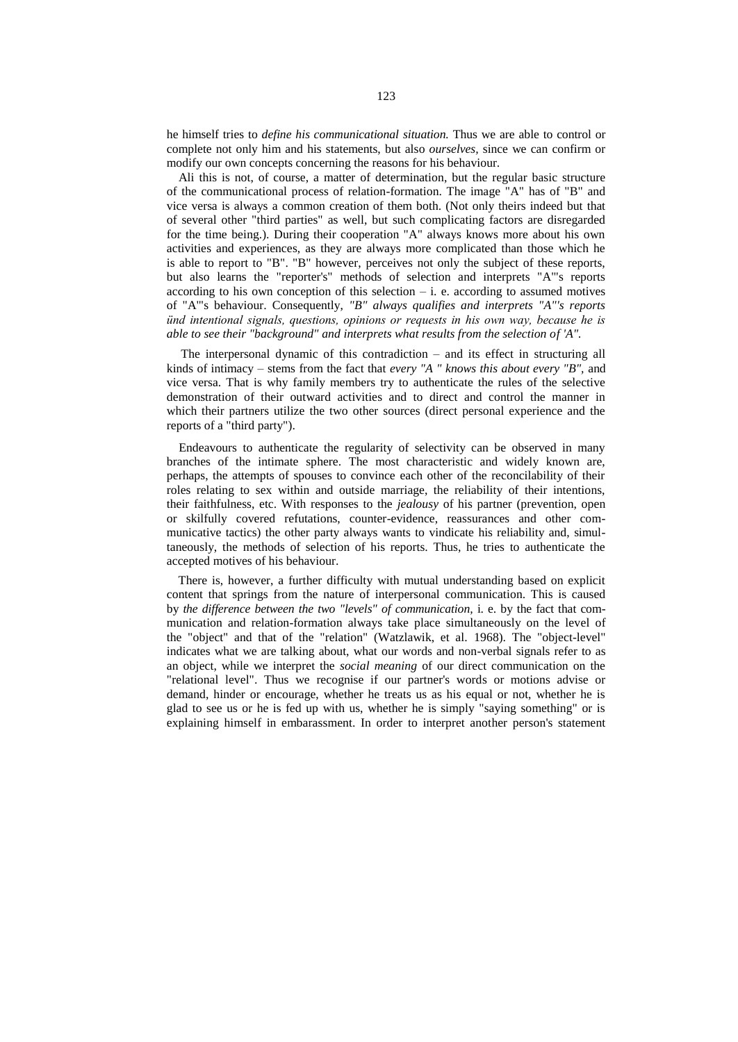he himself tries to *define his communicational situation.* Thus we are able to control or complete not only him and his statements, but also *ourselves,* since we can confirm or modify our own concepts concerning the reasons for his behaviour.

Ali this is not, of course, a matter of determination, but the regular basic structure of the communicational process of relation-formation. The image "A" has of "B" and vice versa is always a common creation of them both. (Not only theirs indeed but that of several other "third parties" as well, but such complicating factors are disregarded for the time being.). During their cooperation "A" always knows more about his own activities and experiences, as they are always more complicated than those which he is able to report to "B". "B" however, perceives not only the subject of these reports, but also learns the "reporter's" methods of selection and interprets "A"'s reports according to his own conception of this selection – i. e. according to assumed motives of "A"'s behaviour. Consequently, *"B" always qualifies and interprets "A"'s reports ünd intentional signals, questions, opinions or requests in his own way, because he is able to see their "background" and interprets what results from the selection of 'A".*

The interpersonal dynamic of this contradiction – and its effect in structuring all kinds of intimacy – stems from the fact that *every "A " knows this about every "B",* and vice versa. That is why family members try to authenticate the rules of the selective demonstration of their outward activities and to direct and control the manner in which their partners utilize the two other sources (direct personal experience and the reports of a "third party").

Endeavours to authenticate the regularity of selectivity can be observed in many branches of the intimate sphere. The most characteristic and widely known are, perhaps, the attempts of spouses to convince each other of the reconcilability of their roles relating to sex within and outside marriage, the reliability of their intentions, their faithfulness, etc. With responses to the *jealousy* of his partner (prevention, open or skilfully covered refutations, counter-evidence, reassurances and other communicative tactics) the other party always wants to vindicate his reliability and, simultaneously, the methods of selection of his reports. Thus, he tries to authenticate the accepted motives of his behaviour.

There is, however, a further difficulty with mutual understanding based on explicit content that springs from the nature of interpersonal communication. This is caused by *the difference between the two "levels" of communication,* i. e. by the fact that communication and relation-formation always take place simultaneously on the level of the "object" and that of the "relation" (Watzlawik, et al. 1968). The "object-level" indicates what we are talking about, what our words and non-verbal signals refer to as an object, while we interpret the *social meaning* of our direct communication on the "relational level". Thus we recognise if our partner's words or motions advise or demand, hinder or encourage, whether he treats us as his equal or not, whether he is glad to see us or he is fed up with us, whether he is simply "saying something" or is explaining himself in embarassment. In order to interpret another person's statement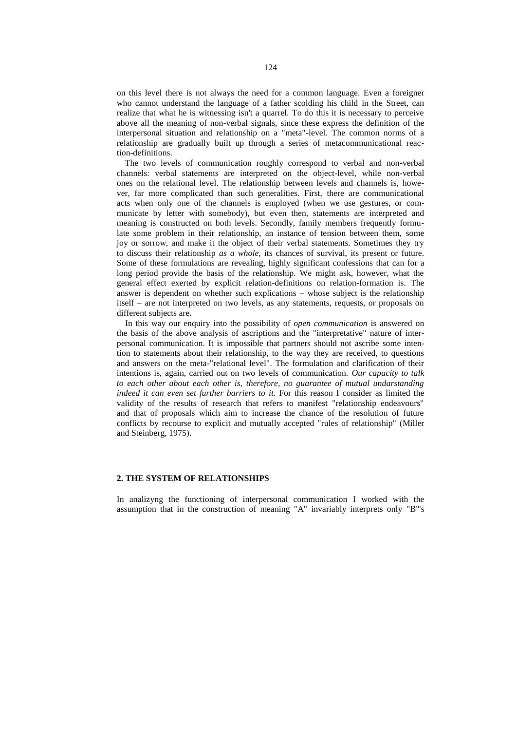on this level there is not always the need for a common language. Even a foreigner who cannot understand the language of a father scolding his child in the Street, can realize that what he is witnessing isn't a quarrel. To do this it is necessary to perceive above all the meaning of non-verbal signals, since these express the definition of the interpersonal situation and relationship on a "meta"-level. The common norms of a relationship are gradually built up through a series of metacommunicational reaction-definitions.

The two levels of communication roughly correspond to verbal and non-verbal channels: verbal statements are interpreted on the object-level, while non-verbal ones on the relational level. The relationship between levels and channels is, however, far more complicated than such generalities. First, there are communicational acts when only one of the channels is employed (when we use gestures, or communicate by letter with somebody), but even then, statements are interpreted and meaning is constructed on both levels. Secondly, family members frequently formulate some problem in their relationship, an instance of tension between them, some joy or sorrow, and make it the object of their verbal statements. Sometimes they try to discuss their relationship *as a whole*, its chances of survival, its present or future. Some of these formulations are revealing, highly significant confessions that can for a long period provide the basis of the relationship. We might ask, however, what the general effect exerted by explicit relation-definitions on relation-formation is. The answer is dependent on whether such explications – whose subject is the relationship itself – are not interpreted on two levels, as any statements, requests, or proposals on different subjects are.

In this way our enquiry into the possibility of *open communication* is answered on the basis of the above analysis of ascriptions and the "interpretative" nature of interpersonal communication. It is impossible that partners should not ascribe some intention to statements about their relationship, to the way they are received, to questions and answers on the meta-"relational level". The formulation and clarification of their intentions is, again, carried out on two levels of communication. *Our capacity to talk to each other about each other is, therefore, no guarantee of mutual undarstanding indeed it can even set further barriers to it.* For this reason I consider as limited the validity of the results of research that refers to manifest "relationship endeavours" and that of proposals which aim to increase the chance of the resolution of future conflicts by recourse to explicit and mutually accepted "rules of relationship" (Miller and Steinberg, 1975).

## 2. THE SYSTEM OF RELATIONSHIPS

In analizyng the functioning of interpersonal communication I worked with the assumption that in the construction of meaning "A" invariably interprets only "B"'s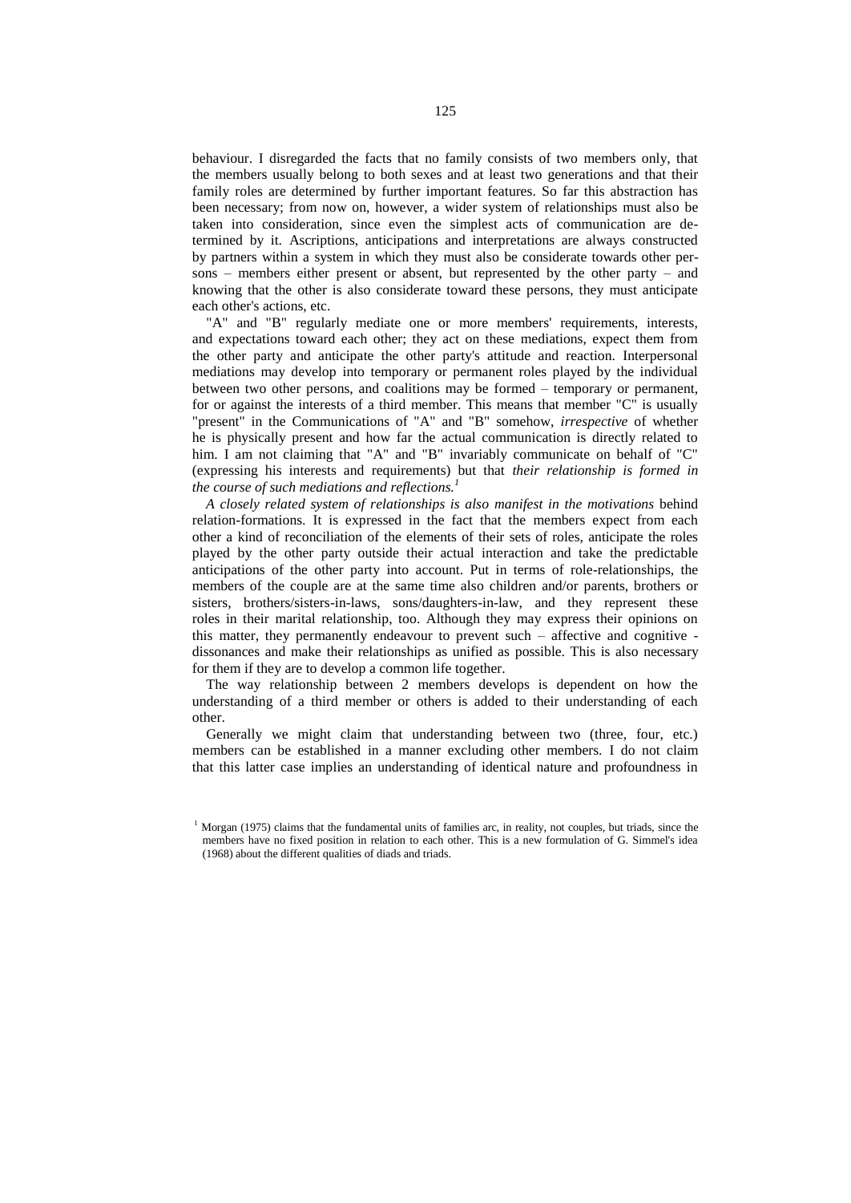behaviour. I disregarded the facts that no family consists of two members only, that the members usually belong to both sexes and at least two generations and that their family roles are determined by further important features. So far this abstraction has been necessary; from now on, however, a wider system of relationships must also be taken into consideration, since even the simplest acts of communication are determined by it. Ascriptions, anticipations and interpretations are always constructed by partners within a system in which they must also be considerate towards other persons – members either present or absent, but represented by the other party – and knowing that the other is also considerate toward these persons, they must anticipate each other's actions, etc.

"A" and "B" regularly mediate one or more members' requirements, interests, and expectations toward each other; they act on these mediations, expect them from the other party and anticipate the other party's attitude and reaction. Interpersonal mediations may develop into temporary or permanent roles played by the individual between two other persons, and coalitions may be formed – temporary or permanent, for or against the interests of a third member. This means that member "C" is usually "present" in the Communications of "A" and "B" somehow, *irrespective* of whether he is physically present and how far the actual communication is directly related to him. I am not claiming that "A" and "B" invariably communicate on behalf of "C" (expressing his interests and requirements) but that *their relationship is formed in the course of such mediations and reflections.*[1]

*A closely related system of relationships is also manifest in the motivations* behind relation-formations. It is expressed in the fact that the members expect from each other a kind of reconciliation of the elements of their sets of roles, anticipate the roles played by the other party outside their actual interaction and take the predictable anticipations of the other party into account. Put in terms of role-relationships, the members of the couple are at the same time also children and/or parents, brothers or sisters, brothers/sisters-in-laws, sons/daughters-in-law, and they represent these roles in their marital relationship, too. Although they may express their opinions on this matter, they permanently endeavour to prevent such – affective and cognitive - dissonances and make their relationships as unified as possible. This is also necessary for them if they are to develop a common life together.

The way relationship between 2 members develops is dependent on how the understanding of a third member or others is added to their understanding of each other.

Generally we might claim that understanding between two (three, four, etc.) members can be established in a manner excluding other members. I do not claim that this latter case implies an understanding of identical nature and profoundness in

[1] Morgan (1975) claims that the fundamental units of families arc, in reality, not couples, but triads, since the members have no fixed position in relation to each other. This is a new formulation of G. Simmel's idea (1968) about the different qualities of diads and triads.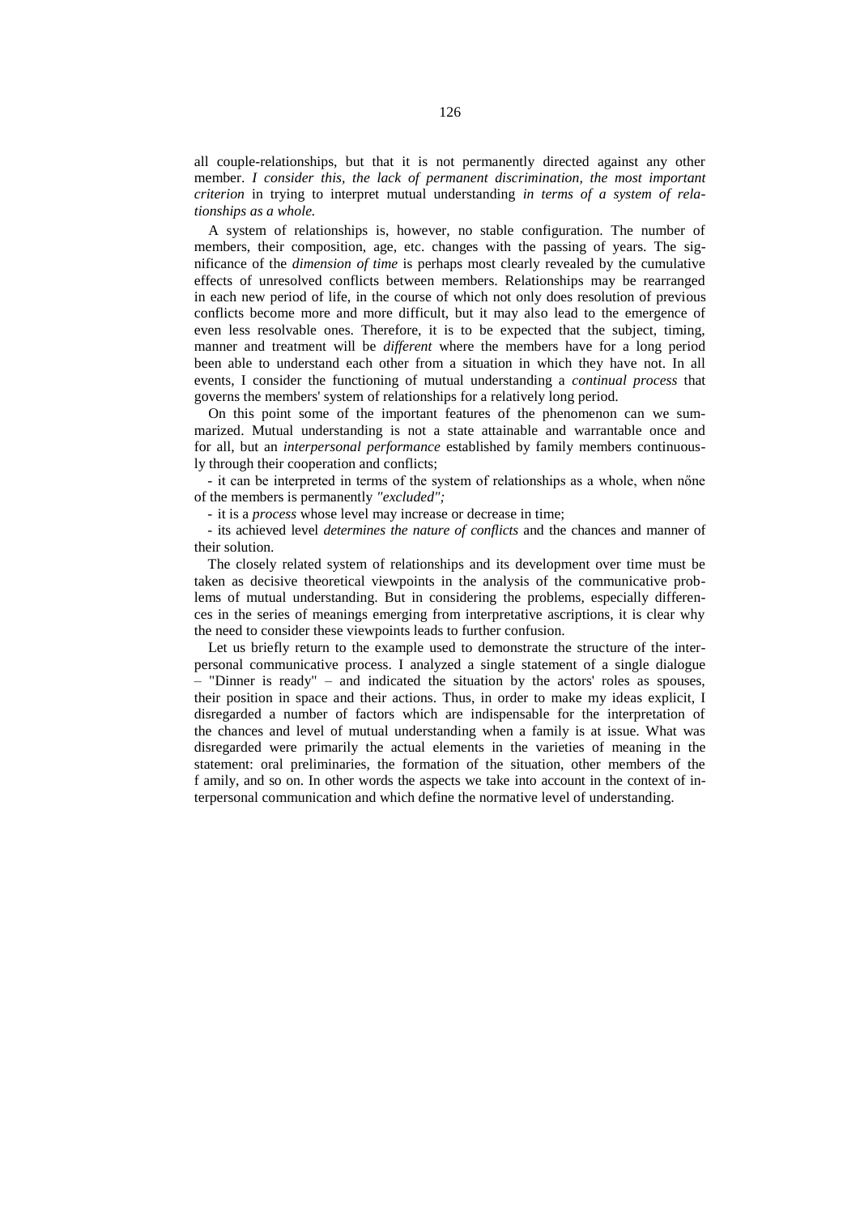all couple-relationships, but that it is not permanently directed against any other member. *I consider this, the lack of permanent discrimination, the most important criterion* in trying to interpret mutual understanding *in terms of a system of relationships as a whole.*

A system of relationships is, however, no stable configuration. The number of members, their composition, age, etc. changes with the passing of years. The significance of the *dimension of time* is perhaps most clearly revealed by the cumulative effects of unresolved conflicts between members. Relationships may be rearranged in each new period of life, in the course of which not only does resolution of previous conflicts become more and more difficult, but it may also lead to the emergence of even less resolvable ones. Therefore, it is to be expected that the subject, timing, manner and treatment will be *different* where the members have for a long period been able to understand each other from a situation in which they have not. In all events, I consider the functioning of mutual understanding a *continual process* that governs the members' system of relationships for a relatively long period.

On this point some of the important features of the phenomenon can we summarized. Mutual understanding is not a state attainable and warrantable once and for all, but an *interpersonal performance* established by family members continuously through their cooperation and conflicts;

- it can be interpreted in terms of the system of relationships as a whole, when nőne of the members is permanently *"excluded";*
- it is a *process* whose level may increase or decrease in time;
- its achieved level *determines the nature of conflicts* and the chances and manner of their solution.

The closely related system of relationships and its development over time must be taken as decisive theoretical viewpoints in the analysis of the communicative problems of mutual understanding. But in considering the problems, especially differences in the series of meanings emerging from interpretative ascriptions, it is clear why the need to consider these viewpoints leads to further confusion.

Let us briefly return to the example used to demonstrate the structure of the interpersonal communicative process. I analyzed a single statement of a single dialogue – "Dinner is ready" – and indicated the situation by the actors' roles as spouses, their position in space and their actions. Thus, in order to make my ideas explicit, I disregarded a number of factors which are indispensable for the interpretation of the chances and level of mutual understanding when a family is at issue. What was disregarded were primarily the actual elements in the varieties of meaning in the statement: oral preliminaries, the formation of the situation, other members of the f amily, and so on. In other words the aspects we take into account in the context of interpersonal communication and which define the normative level of understanding.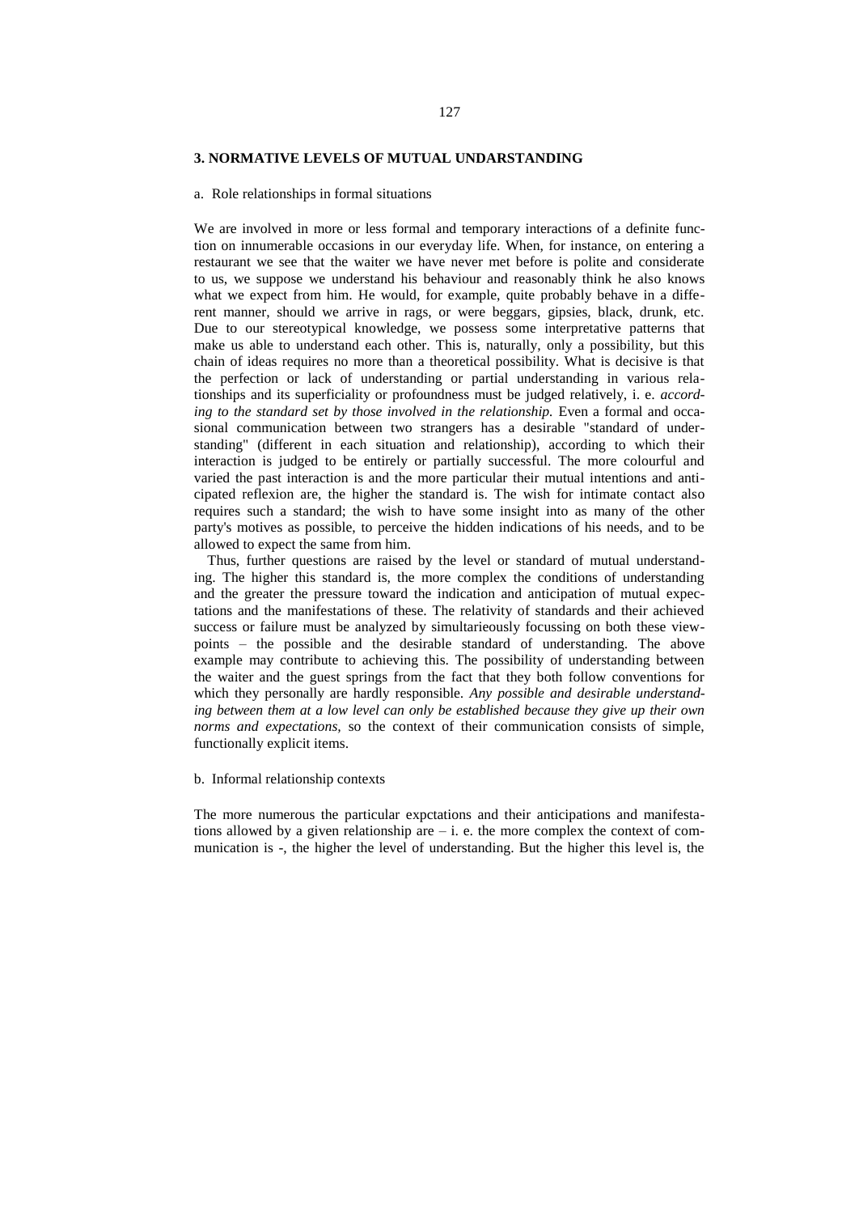## 3. NORMATIVE LEVELS OF MUTUAL UNDARSTANDING

a. Role relationships in formal situations

We are involved in more or less formal and temporary interactions of a definite function on innumerable occasions in our everyday life. When, for instance, on entering a restaurant we see that the waiter we have never met before is polite and considerate to us, we suppose we understand his behaviour and reasonably think he also knows what we expect from him. He would, for example, quite probably behave in a different manner, should we arrive in rags, or were beggars, gipsies, black, drunk, etc. Due to our stereotypical knowledge, we possess some interpretative patterns that make us able to understand each other. This is, naturally, only a possibility, but this chain of ideas requires no more than a theoretical possibility. What is decisive is that the perfection or lack of understanding or partial understanding in various relationships and its superficiality or profoundness must be judged relatively, i. e. *according to the standard set by those involved in the relationship.* Even a formal and occasional communication between two strangers has a desirable "standard of understanding" (different in each situation and relationship), according to which their interaction is judged to be entirely or partially successful. The more colourful and varied the past interaction is and the more particular their mutual intentions and anticipated reflexion are, the higher the standard is. The wish for intimate contact also requires such a standard; the wish to have some insight into as many of the other party's motives as possible, to perceive the hidden indications of his needs, and to be allowed to expect the same from him.

Thus, further questions are raised by the level or standard of mutual understanding. The higher this standard is, the more complex the conditions of understanding and the greater the pressure toward the indication and anticipation of mutual expectations and the manifestations of these. The relativity of standards and their achieved success or failure must be analyzed by simultarieously focussing on both these viewpoints – the possible and the desirable standard of understanding. The above example may contribute to achieving this. The possibility of understanding between the waiter and the guest springs from the fact that they both follow conventions for which they personally are hardly responsible. *Any possible and desirable understanding between them at a low level can only be established because they give up their own norms and expectations,* so the context of their communication consists of simple, functionally explicit items.

b. Informal relationship contexts

The more numerous the particular expctations and their anticipations and manifestations allowed by a given relationship are – i. e. the more complex the context of communication is -, the higher the level of understanding. But the higher this level is, the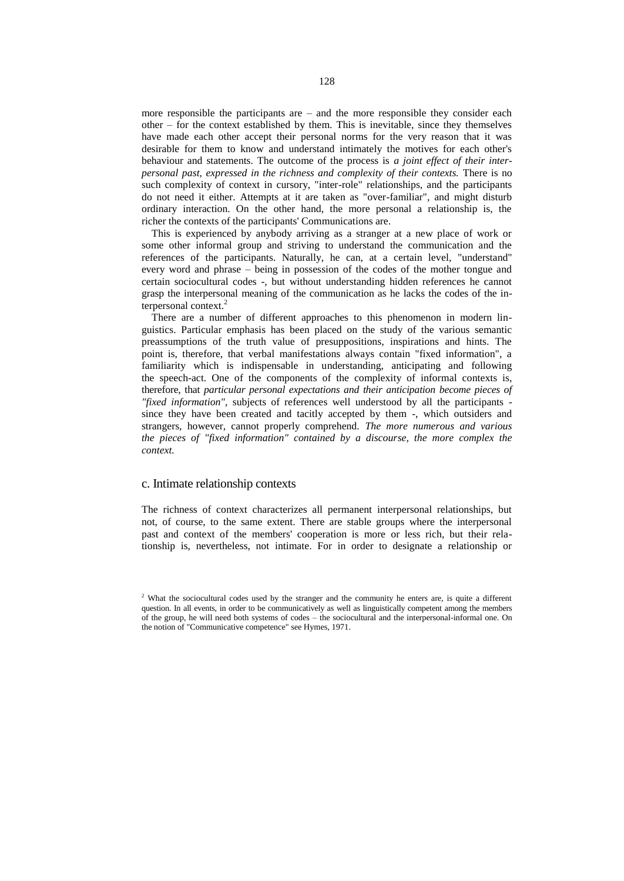more responsible the participants are – and the more responsible they consider each other – for the context established by them. This is inevitable, since they themselves have made each other accept their personal norms for the very reason that it was desirable for them to know and understand intimately the motives for each other's behaviour and statements. The outcome of the process is *a joint effect of their inter-personal past, expressed in the richness and complexity of their contexts.* There is no such complexity of context in cursory, "inter-role" relationships, and the participants do not need it either. Attempts at it are taken as "over-familiar", and might disturb ordinary interaction. On the other hand, the more personal a relationship is, the richer the contexts of the participants' Communications are.

This is experienced by anybody arriving as a stranger at a new place of work or some other informal group and striving to understand the communication and the references of the participants. Naturally, he can, at a certain level, "understand" every word and phrase – being in possession of the codes of the mother tongue and certain sociocultural codes -, but without understanding hidden references he cannot grasp the interpersonal meaning of the communication as he lacks the codes of the interpersonal context.[2]

There are a number of different approaches to this phenomenon in modern linguistics. Particular emphasis has been placed on the study of the various semantic preassumptions of the truth value of presuppositions, inspirations and hints. The point is, therefore, that verbal manifestations always contain "fixed information", a familiarity which is indispensable in understanding, anticipating and following the speech-act. One of the components of the complexity of informal contexts is, therefore, that *particular personal expectations and their anticipation become pieces of "fixed information"*, subjects of references well understood by all the participants - since they have been created and tacitly accepted by them -, which outsiders and strangers, however, cannot properly comprehend. *The more numerous and various the pieces of "fixed information" contained by a discourse, the more complex the context.*

### c. Intimate relationship contexts

The richness of context characterizes all permanent interpersonal relationships, but not, of course, to the same extent. There are stable groups where the interpersonal past and context of the members' cooperation is more or less rich, but their relationship is, nevertheless, not intimate. For in order to designate a relationship or

[2] What the sociocultural codes used by the stranger and the community he enters are, is quite a different question. In all events, in order to be communicatively as well as linguistically competent among the members of the group, he will need both systems of codes – the sociocultural and the interpersonal-informal one. On the notion of "Communicative competence" see Hymes, 1971.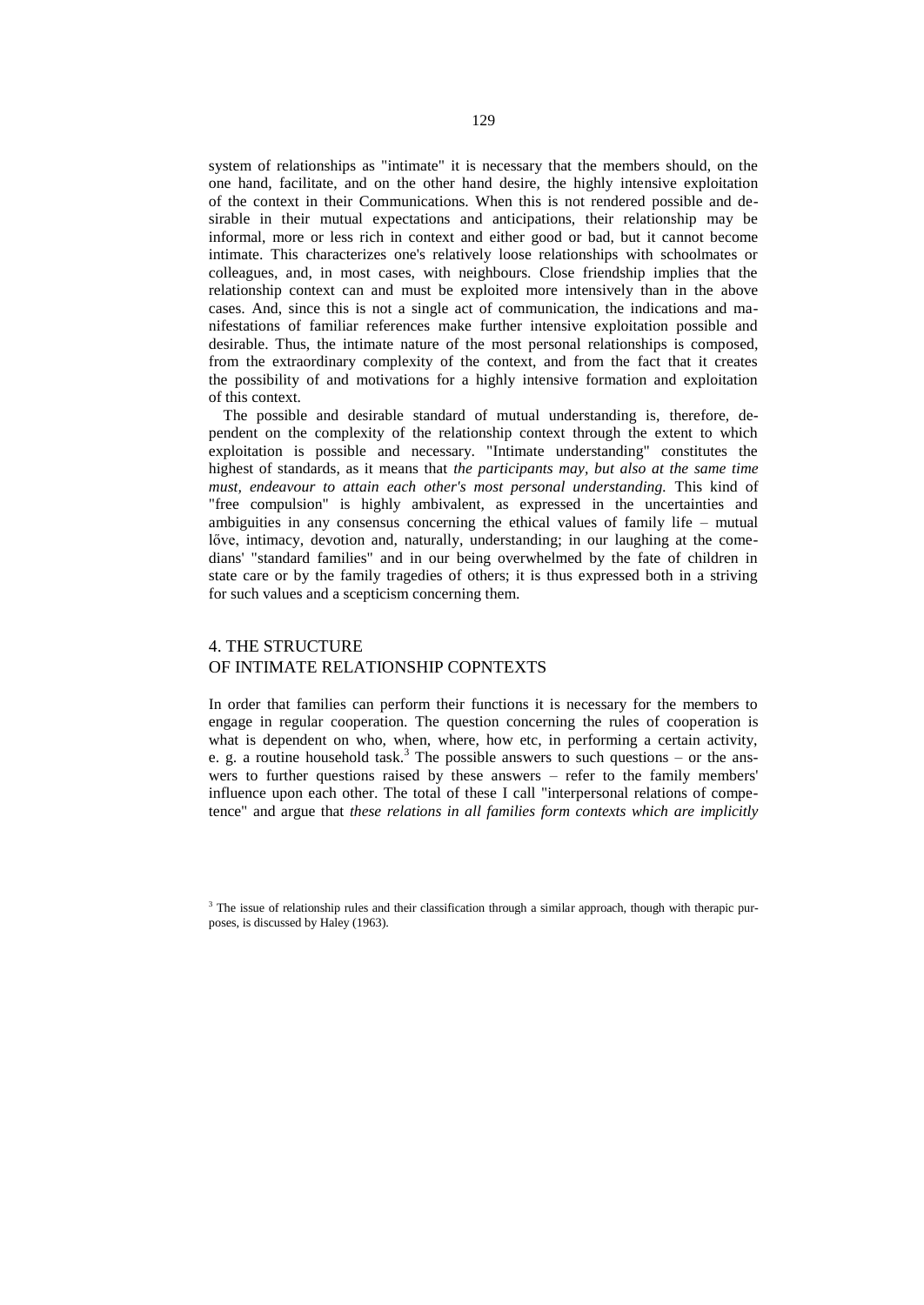system of relationships as "intimate" it is necessary that the members should, on the one hand, facilitate, and on the other hand desire, the highly intensive exploitation of the context in their Communications. When this is not rendered possible and desirable in their mutual expectations and anticipations, their relationship may be informal, more or less rich in context and either good or bad, but it cannot become intimate. This characterizes one's relatively loose relationships with schoolmates or colleagues, and, in most cases, with neighbours. Close friendship implies that the relationship context can and must be exploited more intensively than in the above cases. And, since this is not a single act of communication, the indications and manifestations of familiar references make further intensive exploitation possible and desirable. Thus, the intimate nature of the most personal relationships is composed, from the extraordinary complexity of the context, and from the fact that it creates the possibility of and motivations for a highly intensive formation and exploitation of this context.

The possible and desirable standard of mutual understanding is, therefore, dependent on the complexity of the relationship context through the extent to which exploitation is possible and necessary. "Intimate understanding" constitutes the highest of standards, as it means that *the participants may, but also at the same time must, endeavour to attain each other's most personal understanding.* This kind of "free compulsion" is highly ambivalent, as expressed in the uncertainties and ambiguities in any consensus concerning the ethical values of family life – mutual lőve, intimacy, devotion and, naturally, understanding; in our laughing at the comedians' "standard families" and in our being overwhelmed by the fate of children in state care or by the family tragedies of others; it is thus expressed both in a striving for such values and a scepticism concerning them.

## 4. THE STRUCTURE OF INTIMATE RELATIONSHIP COPNTEXTS

In order that families can perform their functions it is necessary for the members to engage in regular cooperation. The question concerning the rules of cooperation is what is dependent on who, when, where, how etc, in performing a certain activity, e. g. a routine household task.[3] The possible answers to such questions – or the answers to further questions raised by these answers – refer to the family members' influence upon each other. The total of these I call "interpersonal relations of competence" and argue that *these relations in all families form contexts which are implicitly*

[3] The issue of relationship rules and their classification through a similar approach, though with therapic purposes, is discussed by Haley (1963).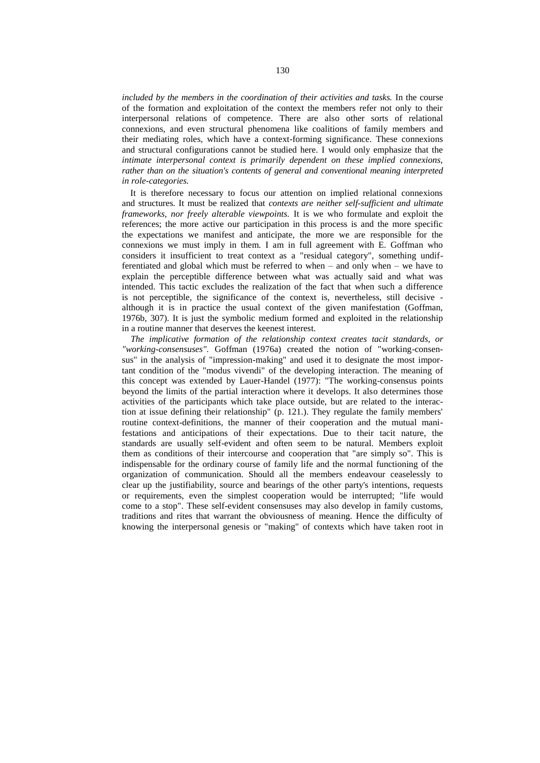*included by the members in the coordination of their activities and tasks.* In the course of the formation and exploitation of the context the members refer not only to their interpersonal relations of competence. There are also other sorts of relational connexions, and even structural phenomena like coalitions of family members and their mediating roles, which have a context-forming significance. These connexions and structural configurations cannot be studied here. I would only emphasize that the *intimate interpersonal context is primarily dependent on these implied connexions, rather than on the situation's contents of general and conventional meaning interpreted in role-categories.*

It is therefore necessary to focus our attention on implied relational connexions and structures. It must be realized that *contexts are neither self-sufficient and ultimate frameworks, nor freely alterable viewpoints.* It is we who formulate and exploit the references; the more active our participation in this process is and the more specific the expectations we manifest and anticipate, the more we are responsible for the connexions we must imply in them. I am in full agreement with E. Goffman who considers it insufficient to treat context as a "residual category", something undifferentiated and global which must be referred to when – and only when – we have to explain the perceptible difference between what was actually said and what was intended. This tactic excludes the realization of the fact that when such a difference is not perceptible, the significance of the context is, nevertheless, still decisive - although it is in practice the usual context of the given manifestation (Goffman, 1976b, 307). It is just the symbolic medium formed and exploited in the relationship in a routine manner that deserves the keenest interest.

*The implicative formation of the relationship context creates tacit standards, or "working-consensuses".* Goffman (1976a) created the notion of "working-consensus" in the analysis of "impression-making" and used it to designate the most important condition of the "modus vivendi" of the developing interaction. The meaning of this concept was extended by Lauer-Handel (1977): "The working-consensus points beyond the limits of the partial interaction where it develops. It also determines those activities of the participants which take place outside, but are related to the interaction at issue defining their relationship" (p. 121.). They regulate the family members' routine context-definitions, the manner of their cooperation and the mutual manifestations and anticipations of their expectations. Due to their tacit nature, the standards are usually self-evident and often seem to be natural. Members exploit them as conditions of their intercourse and cooperation that "are simply so". This is indispensable for the ordinary course of family life and the normal functioning of the organization of communication. Should all the members endeavour ceaselessly to clear up the justifiability, source and bearings of the other party's intentions, requests or requirements, even the simplest cooperation would be interrupted; "life would come to a stop". These self-evident consensuses may also develop in family customs, traditions and rites that warrant the obviousness of meaning. Hence the difficulty of knowing the interpersonal genesis or "making" of contexts which have taken root in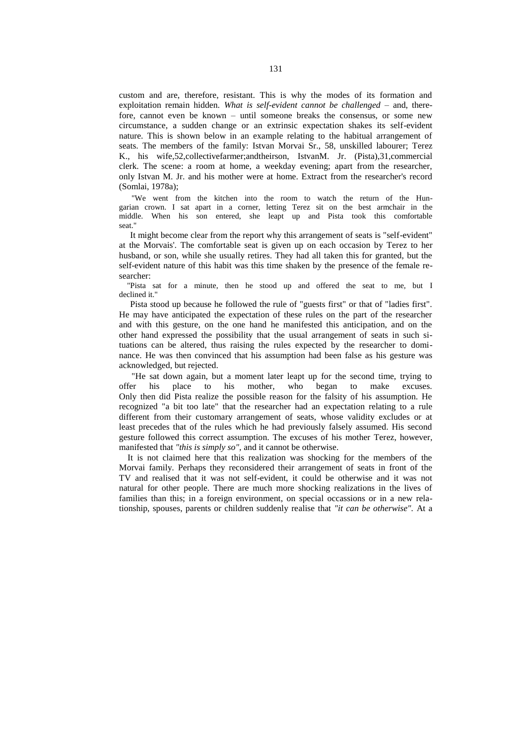custom and are, therefore, resistant. This is why the modes of its formation and exploitation remain hidden. *What is self-evident cannot be challenged* – and, therefore, cannot even be known – until someone breaks the consensus, or some new circumstance, a sudden change or an extrinsic expectation shakes its self-evident nature. This is shown below in an example relating to the habitual arrangement of seats. The members of the family: Istvan Morvai Sr., 58, unskilled labourer; Terez K., his wife,52,collectivefarmer;andtheirson, IstvanM. Jr. (Pista),31,commercial clerk. The scene: a room at home, a weekday evening; apart from the researcher, only Istvan M. Jr. and his mother were at home. Extract from the researcher's record (Somlai, 1978a);

"We went from the kitchen into the room to watch the return of the Hungarian crown. I sat apart in a corner, letting Terez sit on the best armchair in the middle. When his son entered, she leapt up and Pista took this comfortable seat."

It might become clear from the report why this arrangement of seats is "self-evident" at the Morvais'. The comfortable seat is given up on each occasion by Terez to her husband, or son, while she usually retires. They had all taken this for granted, but the self-evident nature of this habit was this time shaken by the presence of the female researcher:

"Pista sat for a minute, then he stood up and offered the seat to me, but I declined it."

Pista stood up because he followed the rule of "guests first" or that of "ladies first". He may have anticipated the expectation of these rules on the part of the researcher and with this gesture, on the one hand he manifested this anticipation, and on the other hand expressed the possibility that the usual arrangement of seats in such situations can be altered, thus raising the rules expected by the researcher to dominance. He was then convinced that his assumption had been false as his gesture was acknowledged, but rejected.

"He sat down again, but a moment later leapt up for the second time, trying to offer his place to his mother, who began to make excuses. Only then did Pista realize the possible reason for the falsity of his assumption. He recognized "a bit too late" that the researcher had an expectation relating to a rule different from their customary arrangement of seats, whose validity excludes or at least precedes that of the rules which he had previously falsely assumed. His second gesture followed this correct assumption. The excuses of his mother Terez, however, manifested that *"this is simply so"*, and it cannot be otherwise.

It is not claimed here that this realization was shocking for the members of the Morvai family. Perhaps they reconsidered their arrangement of seats in front of the TV and realised that it was not self-evident, it could be otherwise and it was not natural for other people. There are much more shocking realizations in the lives of families than this; in a foreign environment, on special occassions or in a new relationship, spouses, parents or children suddenly realise that *"it can be otherwise"*. At a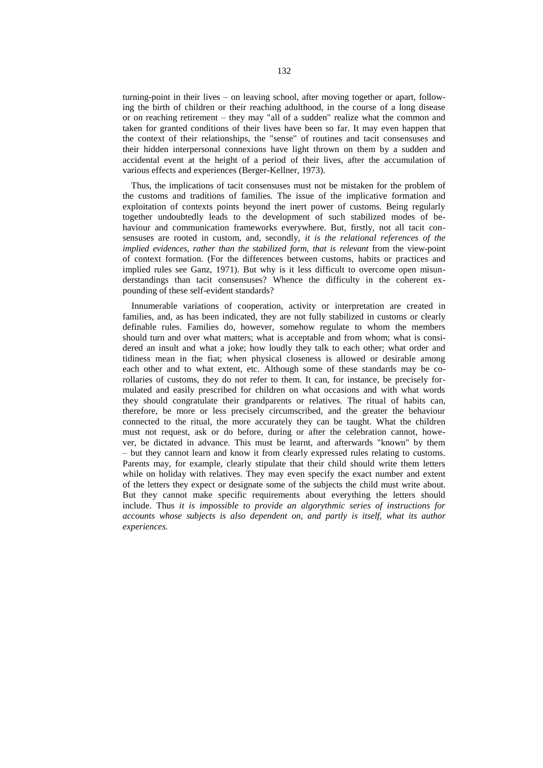turning-point in their lives – on leaving school, after moving together or apart, following the birth of children or their reaching adulthood, in the course of a long disease or on reaching retirement – they may "all of a sudden" realize what the common and taken for granted conditions of their lives have been so far. It may even happen that the context of their relationships, the "sense" of routines and tacit consensuses and their hidden interpersonal connexions have light thrown on them by a sudden and accidental event at the height of a period of their lives, after the accumulation of various effects and experiences (Berger-Kellner, 1973).

Thus, the implications of tacit consensuses must not be mistaken for the problem of the customs and traditions of families. The issue of the implicative formation and exploitation of contexts points beyond the inert power of customs. Being regularly together undoubtedly leads to the development of such stabilized modes of behaviour and communication frameworks everywhere. But, firstly, not all tacit consensuses are rooted in custom, and, secondly, *it is the relational references of the implied evidences, rather than the stabilized form, that is relevant* from the view-point of context formation. (For the differences between customs, habits or practices and implied rules see Ganz, 1971). But why is it less difficult to overcome open misunderstandings than tacit consensuses? Whence the difficulty in the coherent expounding of these self-evident standards?

Innumerable variations of cooperation, activity or interpretation are created in families, and, as has been indicated, they are not fully stabilized in customs or clearly definable rules. Families do, however, somehow regulate to whom the members should turn and over what matters; what is acceptable and from whom; what is considered an insult and what a joke; how loudly they talk to each other; what order and tidiness mean in the fiat; when physical closeness is allowed or desirable among each other and to what extent, etc. Although some of these standards may be corollaries of customs, they do not refer to them. It can, for instance, be precisely formulated and easily prescribed for children on what occasions and with what words they should congratulate their grandparents or relatives. The ritual of habits can, therefore, be more or less precisely circumscribed, and the greater the behaviour connected to the ritual, the more accurately they can be taught. What the children must not request, ask or do before, during or after the celebration cannot, however, be dictated in advance. This must be learnt, and afterwards "known" by them – but they cannot learn and know it from clearly expressed rules relating to customs. Parents may, for example, clearly stipulate that their child should write them letters while on holiday with relatives. They may even specify the exact number and extent of the letters they expect or designate some of the subjects the child must write about. But they cannot make specific requirements about everything the letters should include. Thus *it is impossible to provide an algorythmic series of instructions for accounts whose subjects is also dependent on, and partly is itself, what its author experiences.*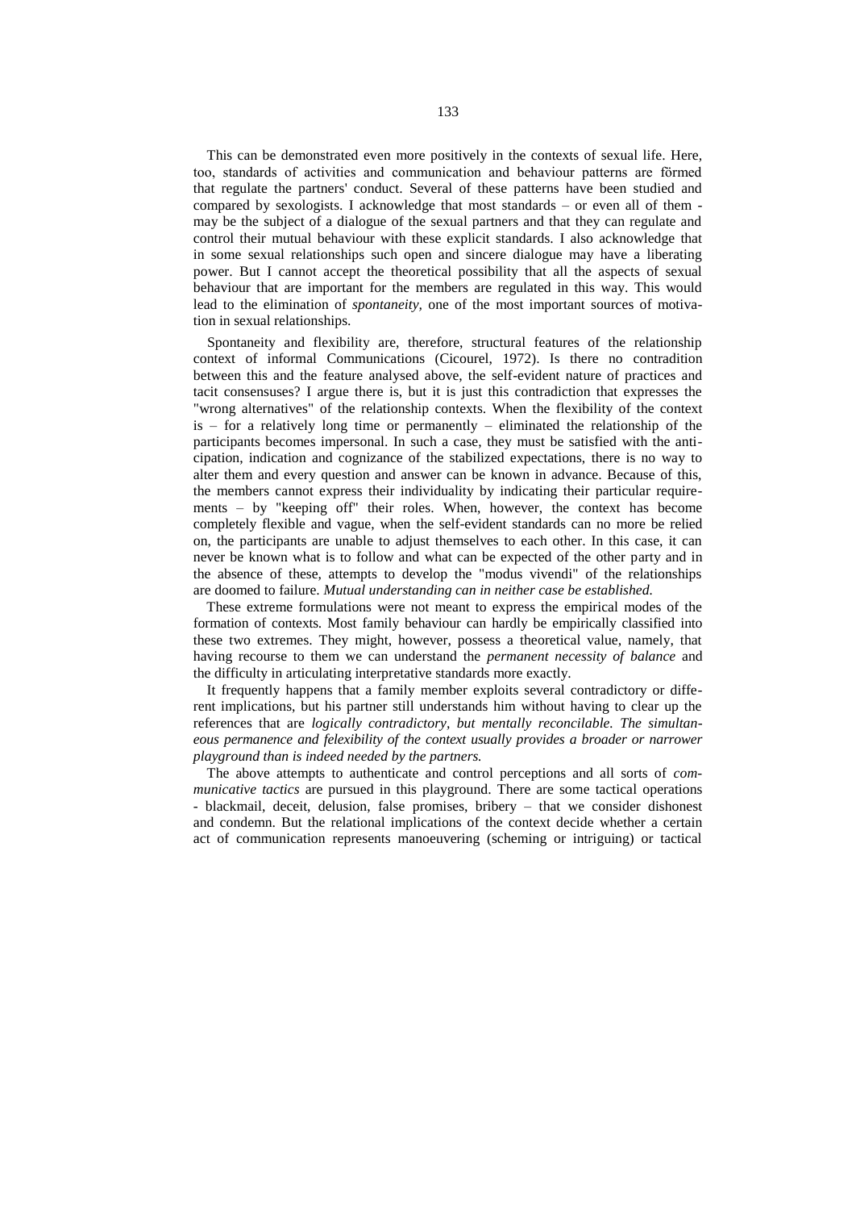This can be demonstrated even more positively in the contexts of sexual life. Here, too, standards of activities and communication and behaviour patterns are förmed that regulate the partners' conduct. Several of these patterns have been studied and compared by sexologists. I acknowledge that most standards – or even all of them - may be the subject of a dialogue of the sexual partners and that they can regulate and control their mutual behaviour with these explicit standards. I also acknowledge that in some sexual relationships such open and sincere dialogue may have a liberating power. But I cannot accept the theoretical possibility that all the aspects of sexual behaviour that are important for the members are regulated in this way. This would lead to the elimination of *spontaneity*, one of the most important sources of motivation in sexual relationships.

Spontaneity and flexibility are, therefore, structural features of the relationship context of informal Communications (Cicourel, 1972). Is there no contradition between this and the feature analysed above, the self-evident nature of practices and tacit consensuses? I argue there is, but it is just this contradiction that expresses the "wrong alternatives" of the relationship contexts. When the flexibility of the context is – for a relatively long time or permanently – eliminated the relationship of the participants becomes impersonal. In such a case, they must be satisfied with the anticipation, indication and cognizance of the stabilized expectations, there is no way to alter them and every question and answer can be known in advance. Because of this, the members cannot express their individuality by indicating their particular requirements – by "keeping off" their roles. When, however, the context has become completely flexible and vague, when the self-evident standards can no more be relied on, the participants are unable to adjust themselves to each other. In this case, it can never be known what is to follow and what can be expected of the other party and in the absence of these, attempts to develop the "modus vivendi" of the relationships are doomed to failure. *Mutual understanding can in neither case be established.*

These extreme formulations were not meant to express the empirical modes of the formation of contexts. Most family behaviour can hardly be empirically classified into these two extremes. They might, however, possess a theoretical value, namely, that having recourse to them we can understand the *permanent necessity of balance* and the difficulty in articulating interpretative standards more exactly.

It frequently happens that a family member exploits several contradictory or different implications, but his partner still understands him without having to clear up the references that are *logically contradictory, but mentally reconcilable. The simultaneous permanence and felexibility of the context usually provides a broader or narrower playground than is indeed needed by the partners.*

The above attempts to authenticate and control perceptions and all sorts of *communicative tactics* are pursued in this playground. There are some tactical operations - blackmail, deceit, delusion, false promises, bribery – that we consider dishonest and condemn. But the relational implications of the context decide whether a certain act of communication represents manoeuvering (scheming or intriguing) or tactical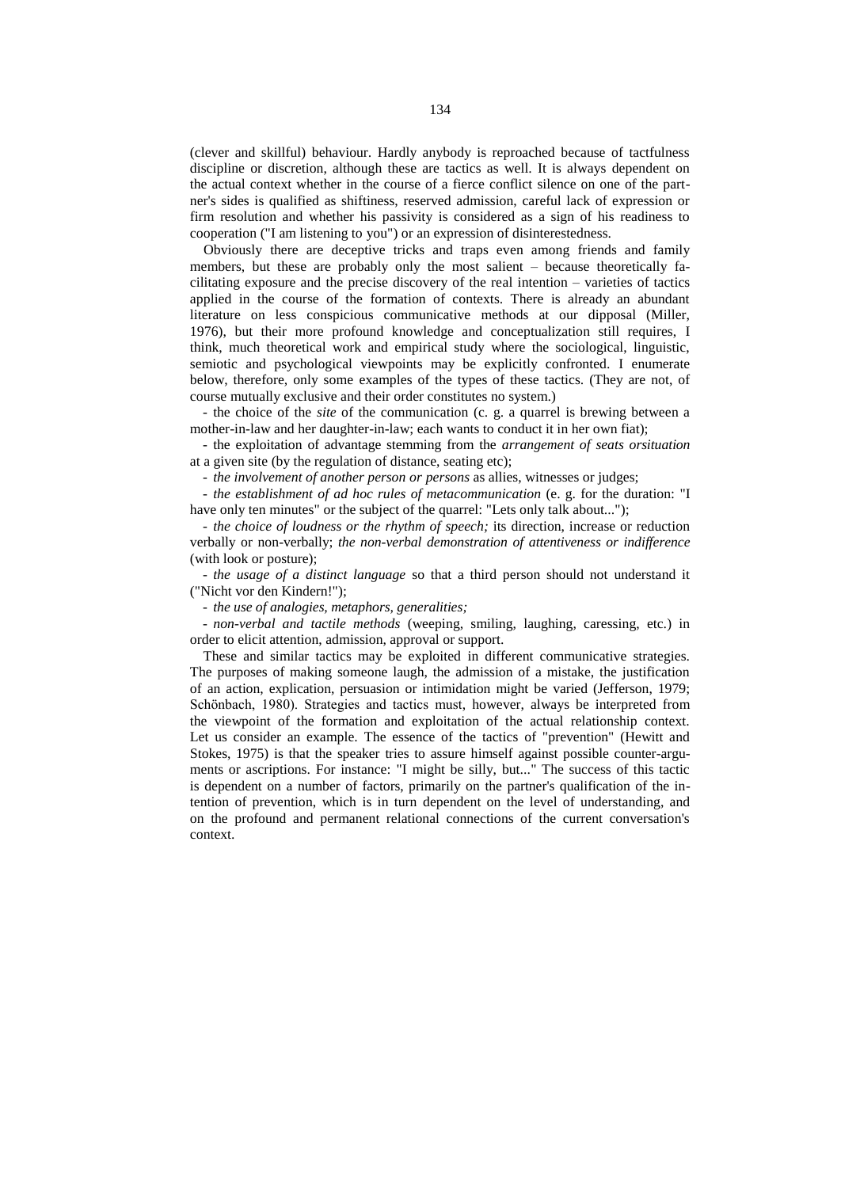(clever and skillful) behaviour. Hardly anybody is reproached because of tactfulness discipline or discretion, although these are tactics as well. It is always dependent on the actual context whether in the course of a fierce conflict silence on one of the partner's sides is qualified as shiftiness, reserved admission, careful lack of expression or firm resolution and whether his passivity is considered as a sign of his readiness to cooperation ("I am listening to you") or an expression of disinterestedness.

Obviously there are deceptive tricks and traps even among friends and family members, but these are probably only the most salient – because theoretically facilitating exposure and the precise discovery of the real intention – varieties of tactics applied in the course of the formation of contexts. There is already an abundant literature on less conspicious communicative methods at our dipposal (Miller, 1976), but their more profound knowledge and conceptualization still requires, I think, much theoretical work and empirical study where the sociological, linguistic, semiotic and psychological viewpoints may be explicitly confronted. I enumerate below, therefore, only some examples of the types of these tactics. (They are not, of course mutually exclusive and their order constitutes no system.)

- the choice of the *site* of the communication (c. g. a quarrel is brewing between a mother-in-law and her daughter-in-law; each wants to conduct it in her own fiat);
- the exploitation of advantage stemming from the *arrangement of seats orsituation* at a given site (by the regulation of distance, seating etc);
- *the involvement of another person or persons* as allies, witnesses or judges;
- *the establishment of ad hoc rules of metacommunication* (e. g. for the duration: "I have only ten minutes" or the subject of the quarrel: "Lets only talk about...");
- *the choice of loudness or the rhythm of speech;* its direction, increase or reduction verbally or non-verbally; *the non-verbal demonstration of attentiveness or indifference* (with look or posture);
- *the usage of a distinct language* so that a third person should not understand it ("Nicht vor den Kindern!");
- *the use of analogies, metaphors, generalities;*
- *non-verbal and tactile methods* (weeping, smiling, laughing, caressing, etc.) in order to elicit attention, admission, approval or support.

These and similar tactics may be exploited in different communicative strategies. The purposes of making someone laugh, the admission of a mistake, the justification of an action, explication, persuasion or intimidation might be varied (Jefferson, 1979; Schönbach, 1980). Strategies and tactics must, however, always be interpreted from the viewpoint of the formation and exploitation of the actual relationship context. Let us consider an example. The essence of the tactics of "prevention" (Hewitt and Stokes, 1975) is that the speaker tries to assure himself against possible counter-arguments or ascriptions. For instance: "I might be silly, but..." The success of this tactic is dependent on a number of factors, primarily on the partner's qualification of the intention of prevention, which is in turn dependent on the level of understanding, and on the profound and permanent relational connections of the current conversation's context.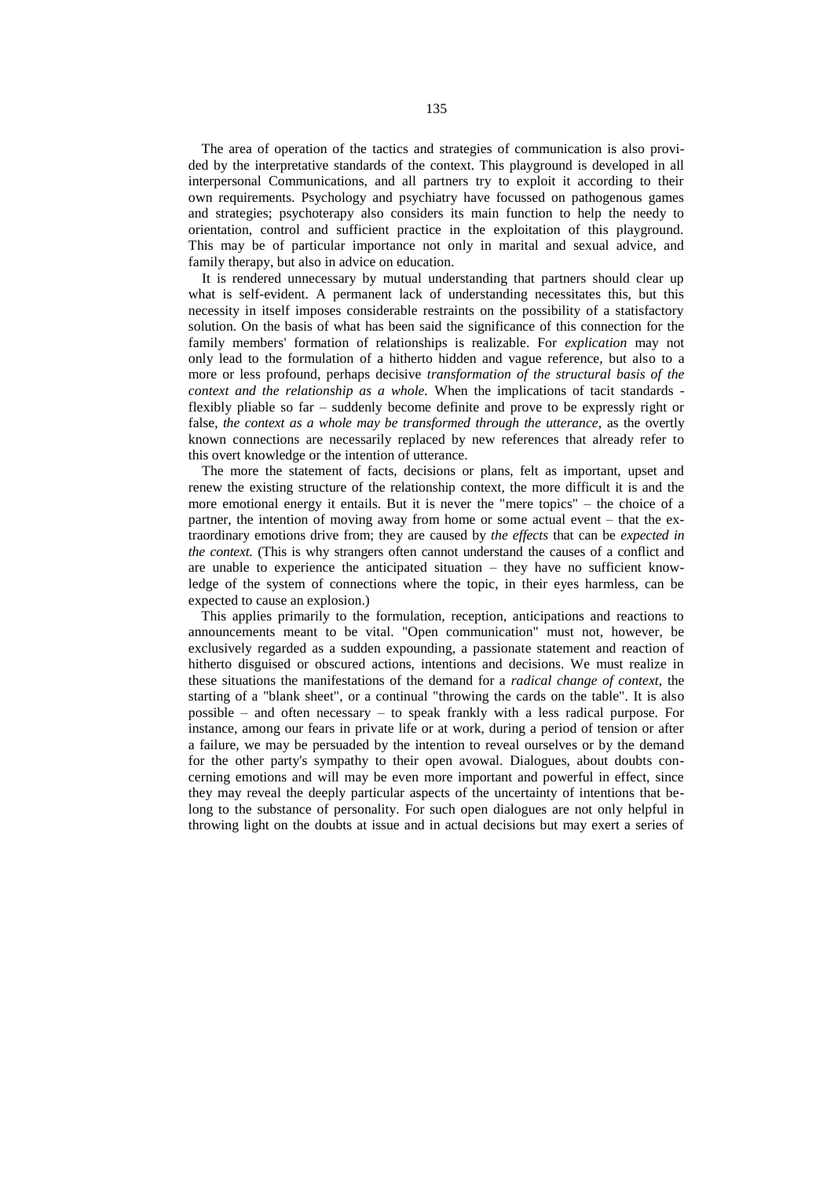The area of operation of the tactics and strategies of communication is also provided by the interpretative standards of the context. This playground is developed in all interpersonal Communications, and all partners try to exploit it according to their own requirements. Psychology and psychiatry have focussed on pathogenous games and strategies; psychoterapy also considers its main function to help the needy to orientation, control and sufficient practice in the exploitation of this playground. This may be of particular importance not only in marital and sexual advice, and family therapy, but also in advice on education.

It is rendered unnecessary by mutual understanding that partners should clear up what is self-evident. A permanent lack of understanding necessitates this, but this necessity in itself imposes considerable restraints on the possibility of a statisfactory solution. On the basis of what has been said the significance of this connection for the family members' formation of relationships is realizable. For *explication* may not only lead to the formulation of a hitherto hidden and vague reference, but also to a more or less profound, perhaps decisive *transformation of the structural basis of the context and the relationship as a whole.* When the implications of tacit standards - flexibly pliable so far – suddenly become definite and prove to be expressly right or false, *the context as a whole may be transformed through the utterance,* as the overtly known connections are necessarily replaced by new references that already refer to this overt knowledge or the intention of utterance.

The more the statement of facts, decisions or plans, felt as important, upset and renew the existing structure of the relationship context, the more difficult it is and the more emotional energy it entails. But it is never the "mere topics" – the choice of a partner, the intention of moving away from home or some actual event – that the extraordinary emotions drive from; they are caused by *the effects* that can be *expected in the context.* (This is why strangers often cannot understand the causes of a conflict and are unable to experience the anticipated situation – they have no sufficient knowledge of the system of connections where the topic, in their eyes harmless, can be expected to cause an explosion.)

This applies primarily to the formulation, reception, anticipations and reactions to announcements meant to be vital. "Open communication" must not, however, be exclusively regarded as a sudden expounding, a passionate statement and reaction of hitherto disguised or obscured actions, intentions and decisions. We must realize in these situations the manifestations of the demand for a *radical change of context,* the starting of a "blank sheet", or a continual "throwing the cards on the table". It is also possible – and often necessary – to speak frankly with a less radical purpose. For instance, among our fears in private life or at work, during a period of tension or after a failure, we may be persuaded by the intention to reveal ourselves or by the demand for the other party's sympathy to their open avowal. Dialogues, about doubts concerning emotions and will may be even more important and powerful in effect, since they may reveal the deeply particular aspects of the uncertainty of intentions that belong to the substance of personality. For such open dialogues are not only helpful in throwing light on the doubts at issue and in actual decisions but may exert a series of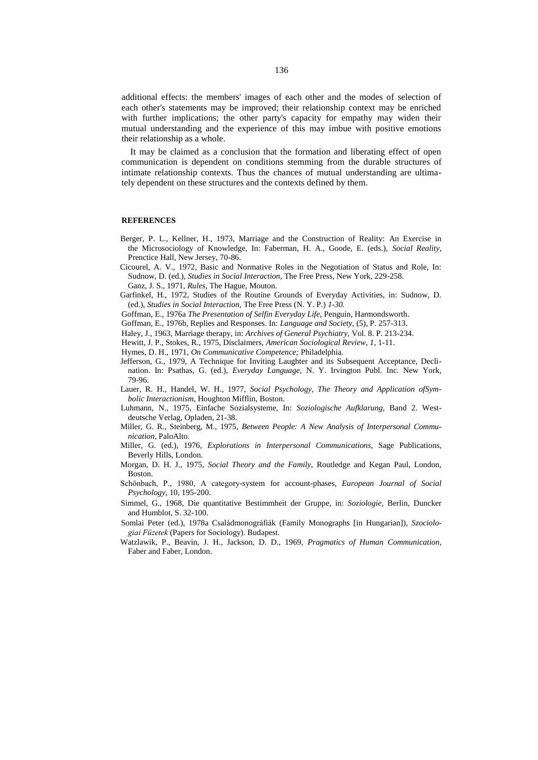additional effects: the members' images of each other and the modes of selection of each other's statements may be improved; their relationship context may be enriched with further implications; the other party's capacity for empathy may widen their mutual understanding and the experience of this may imbue with positive emotions their relationship as a whole.

It may be claimed as a conclusion that the formation and liberating effect of open communication is dependent on conditions stemming from the durable structures of intimate relationship contexts. Thus the chances of mutual understanding are ultimately dependent on these structures and the contexts defined by them.

**REFERENCES**

Berger, P. L., Kellner, H., 1973, Marriage and the Construction of Reality: An Exercise in the Microsociology of Knowledge, In: Faberman, H. A., Goode, E. (eds.), *Social Reality,* Prenctice Hall, New Jersey, 70-86.

Cicourel, A. V., 1972, Basic and Normative Roles in the Negotiation of Status and Role, In: Sudnow, D. (ed.), *Studies in Social Interaction*, The Free Press, New York, 229-258.

Ganz, J. S., 1971, *Rules,* The Hague, Mouton.

Garfinkel, H., 1972, Studies of the Routine Grounds of Everyday Activities, in: Sudnow, D. (ed.), *Studies in Social Interaction,* The Free Press (N. Y. P.) *1-30.*

Goffman, E., 1976a *The Presentation of Selfin Everyday Life,* Penguin, Harmondsworth.

Goffman, E., 1976b, Replies and Responses. In: *Language and Society,* (5), P. 257-313.

Haley, J., 1963, Marriage therapy, in: *Archives of General Psychiatry,* Vol. 8. P. 213-234.

Hewitt, J. P., Stokes, R., 1975, Disclaimers, *American Sociological Review, 1,* 1-11.

Hymes, D. H., 1971, *On Communicative Competence;* Philadelphia.

Jefferson, G., 1979, A Technique for Inviting Laughter and its Subsequent Acceptance, Declination. In: Psathas, G. (ed.), *Everyday Language,* N. Y. Irvington Publ. Inc. New York, 79-96.

Lauer, R. H., Handel, W. H., 1977, *Social Psychology, The Theory and Application ofSymbolic Interactionism,* Houghton Mifflin, Boston.

Luhmann, N., 1975, Einfache Sozialsysteme, In: *Soziologische Aufklarung,* Band 2. Westdeutsche Verlag, Opladen, 21-38.

Miller, G. R., Steinberg, M., 1975, *Between People: A New Analysis of Interpersonal Communication,* PaloAlto.

Miller, G. (ed.), 1976, *Explorations in Interpersonal Communications*, Sage Publications, Beverly Hills, London.

Morgan, D. H. J., 1975, *Social Theory and the Family,* Routledge and Kegan Paul, London, Boston.

Schönbach, P., 1980, A category-system for account-phases, *European Journal of Social Psychology,* 10, 195-200.

Simmel, G., 1968, Die quantitative Bestimmheit der Gruppe, in: *Soziologie,* Berlin, Duncker and Humblot, S. 32-100.

Somlai Peter (ed.), 1978a Családmonográfiák (Family Monographs [in Hungarian]), *Szociologiai Füzetek* (Papers for Sociology). Budapest.

Watzlawik, P., Beavin, J. H., Jackson, D. D., 1969, *Pragmatics of Human Communication,* Faber and Faber, London.